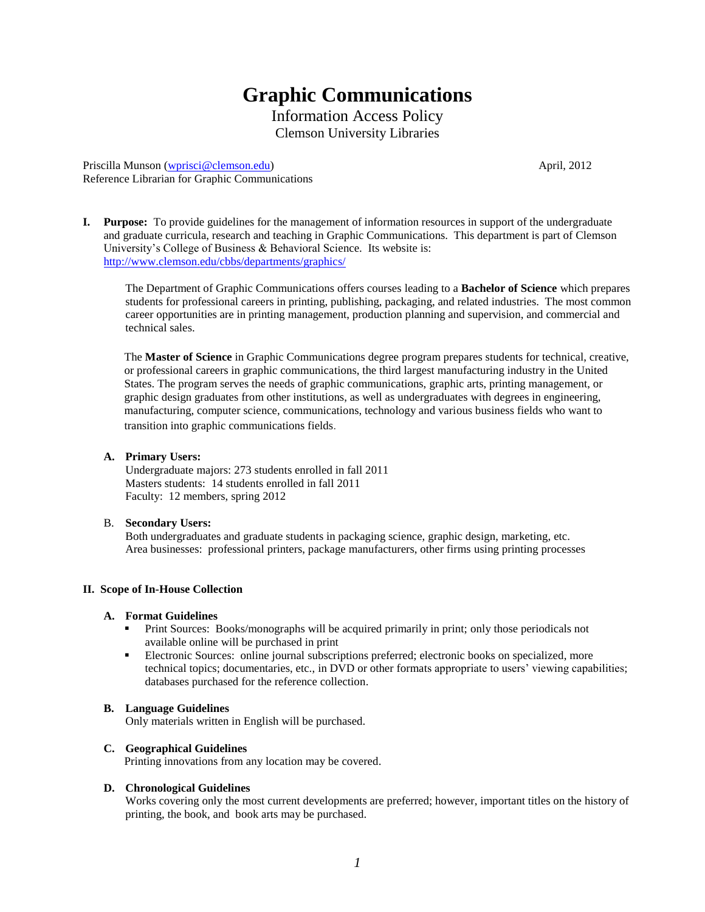# Graphic Communications

Information Access Policy

Clemson University Libraries

Priscilla Munson (wprisci@clemson.edu) April, 2012

Reference Librarian for Graphic Communications

**I. Purpose:** To provide guidelines for the management of information resources in support of the undergraduate and graduate curricula, research and teaching in Graphic Communications. This department is part of Clemson University's College of Business & Behavioral Science. Its website is: http://www.clemson.edu/cbbs/departments/graphics/

The Department of Graphic Communications offers courses leading to a **Bachelor of Science** which prepares students for professional careers in printing, publishing, packaging, and related industries. The most common career opportunities are in printing management, production planning and supervision, and commercial and technical sales.

The **Master of Science** in Graphic Communications degree program prepares students for technical, creative, or professional careers in graphic communications, the third largest manufacturing industry in the United States. The program serves the needs of graphic communications, graphic arts, printing management, or graphic design graduates from other institutions, as well as undergraduates with degrees in engineering, manufacturing, computer science, communications, technology and various business fields who want to transition into graphic communications fields.

**A. Primary Users:**

Undergraduate majors: 273 students enrolled in fall 2011
Masters students: 14 students enrolled in fall 2011
Faculty: 12 members, spring 2012

B. **Secondary Users:**

Both undergraduates and graduate students in packaging science, graphic design, marketing, etc.
Area businesses: professional printers, package manufacturers, other firms using printing processes

## II. Scope of In-House Collection

### A. Format Guidelines

- Print Sources: Books/monographs will be acquired primarily in print; only those periodicals not available online will be purchased in print
- Electronic Sources: online journal subscriptions preferred; electronic books on specialized, more technical topics; documentaries, etc., in DVD or other formats appropriate to users' viewing capabilities; databases purchased for the reference collection.

### B. Language Guidelines

Only materials written in English will be purchased.

### C. Geographical Guidelines

Printing innovations from any location may be covered.

### D. Chronological Guidelines

Works covering only the most current developments are preferred; however, important titles on the history of printing, the book, and book arts may be purchased.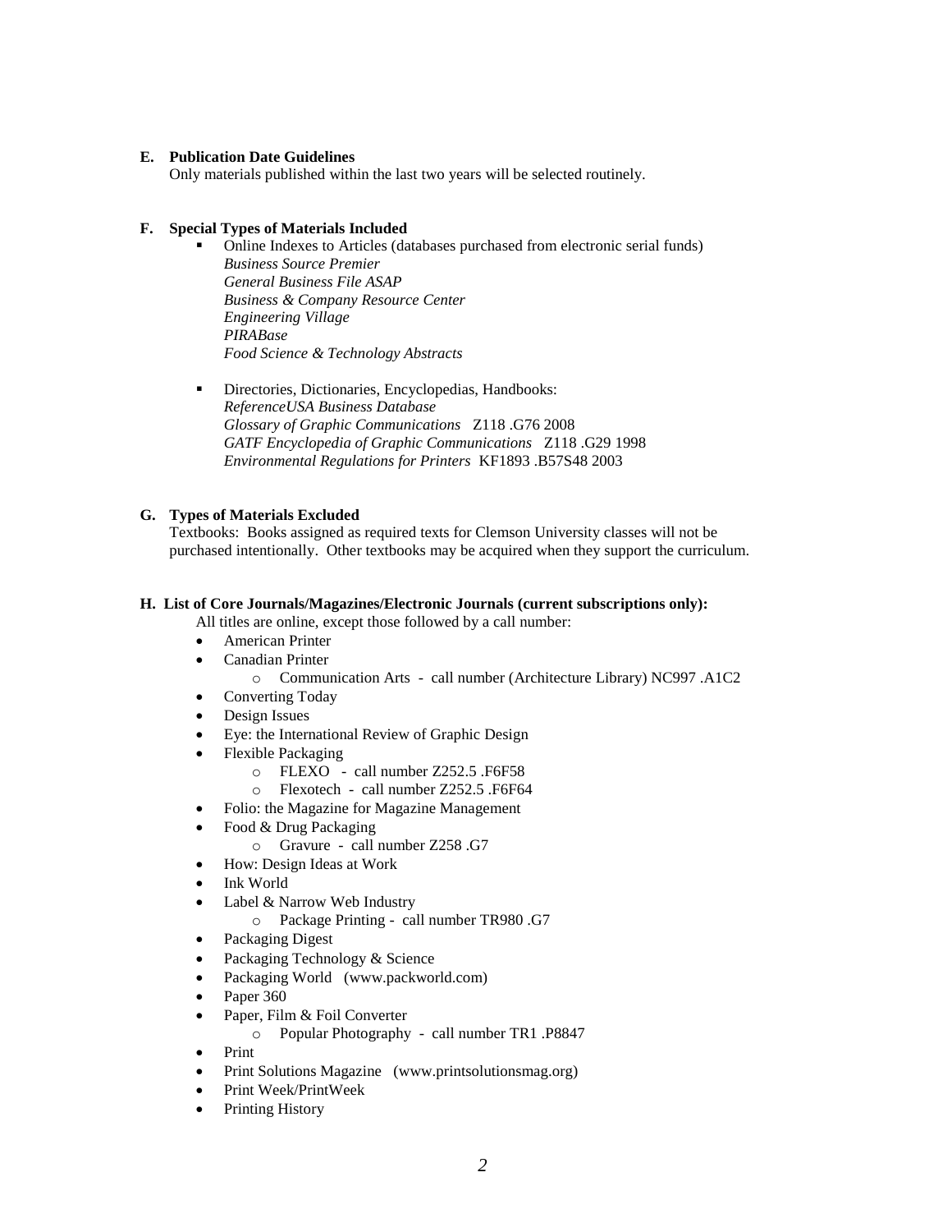**E. Publication Date Guidelines**

Only materials published within the last two years will be selected routinely.

**F. Special Types of Materials Included**

- Online Indexes to Articles (databases purchased from electronic serial funds)
  *Business Source Premier*
  *General Business File ASAP*
  *Business & Company Resource Center*
  *Engineering Village*
  *PIRABase*
  *Food Science & Technology Abstracts*

- Directories, Dictionaries, Encyclopedias, Handbooks:
  *ReferenceUSA Business Database*
  *Glossary of Graphic Communications* Z118 .G76 2008
  *GATF Encyclopedia of Graphic Communications* Z118 .G29 1998
  *Environmental Regulations for Printers* KF1893 .B57S48 2003

**G. Types of Materials Excluded**

Textbooks: Books assigned as required texts for Clemson University classes will not be purchased intentionally. Other textbooks may be acquired when they support the curriculum.

**H. List of Core Journals/Magazines/Electronic Journals (current subscriptions only):**

All titles are online, except those followed by a call number:

- American Printer
- Canadian Printer
  - Communication Arts - call number (Architecture Library) NC997 .A1C2
- Converting Today
- Design Issues
- Eye: the International Review of Graphic Design
- Flexible Packaging
  - FLEXO - call number Z252.5 .F6F58
  - Flexotech - call number Z252.5 .F6F64
- Folio: the Magazine for Magazine Management
- Food & Drug Packaging
  - Gravure - call number Z258 .G7
- How: Design Ideas at Work
- Ink World
- Label & Narrow Web Industry
  - Package Printing - call number TR980 .G7
- Packaging Digest
- Packaging Technology & Science
- Packaging World (www.packworld.com)
- Paper 360
- Paper, Film & Foil Converter
  - Popular Photography - call number TR1 .P8847
- Print
- Print Solutions Magazine (www.printsolutionsmag.org)
- Print Week/PrintWeek
- Printing History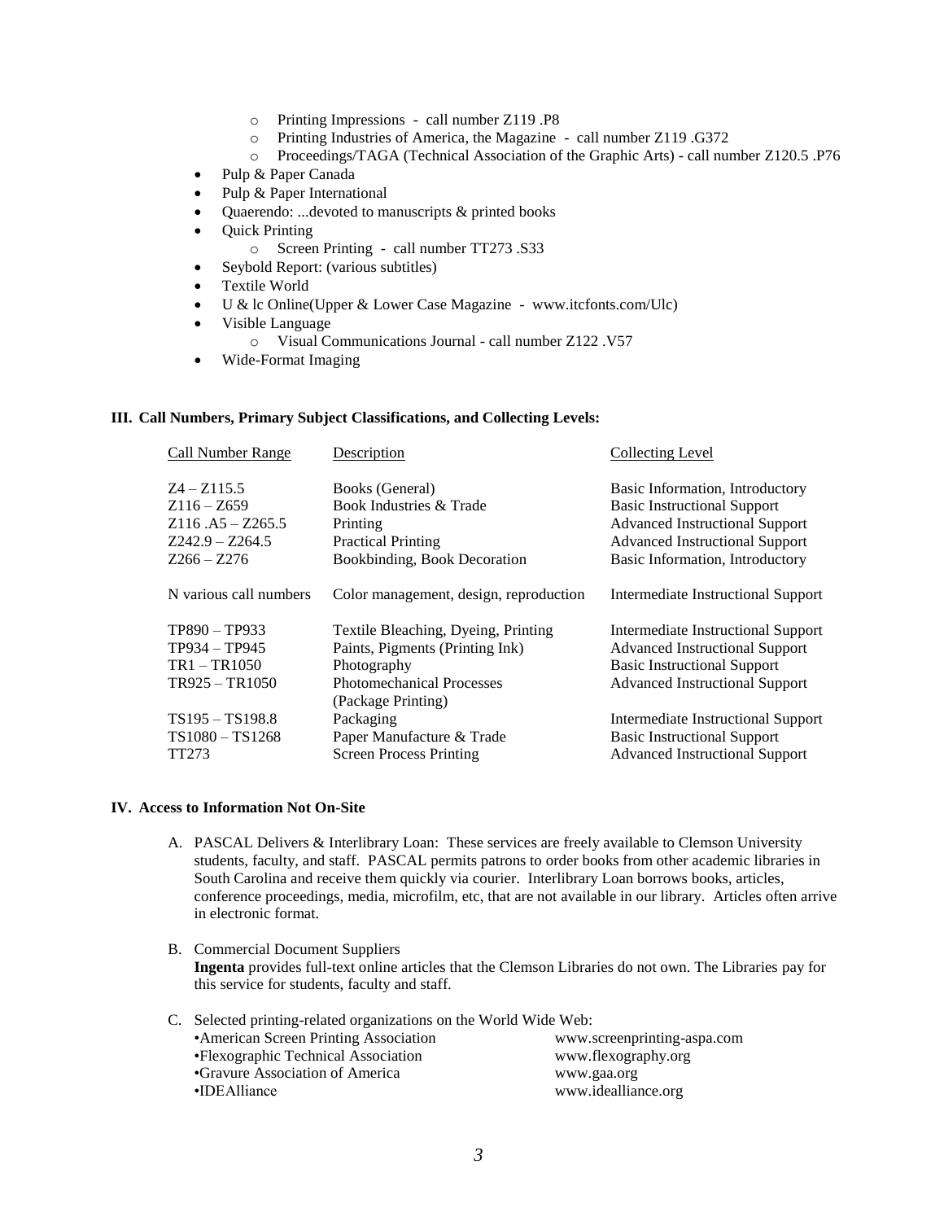- Printing Impressions - call number Z119 .P8
    - Printing Industries of America, the Magazine - call number Z119 .G372
    - Proceedings/TAGA (Technical Association of the Graphic Arts) - call number Z120.5 .P76
- Pulp & Paper Canada
- Pulp & Paper International
- Quaerendo: ...devoted to manuscripts & printed books
- Quick Printing
    - Screen Printing - call number TT273 .S33
- Seybold Report: (various subtitles)
- Textile World
- U & lc Online(Upper & Lower Case Magazine - www.itcfonts.com/Ulc)
- Visible Language
    - Visual Communications Journal - call number Z122 .V57
- Wide-Format Imaging

#### III. Call Numbers, Primary Subject Classifications, and Collecting Levels:

| Call Number Range | Description | Collecting Level |
|---|---|---|
| Z4 – Z115.5 | Books (General) | Basic Information, Introductory |
| Z116 – Z659 | Book Industries & Trade | Basic Instructional Support |
| Z116 .A5 – Z265.5 | Printing | Advanced Instructional Support |
| Z242.9 – Z264.5 | Practical Printing | Advanced Instructional Support |
| Z266 – Z276 | Bookbinding, Book Decoration | Basic Information, Introductory |
| N various call numbers | Color management, design, reproduction | Intermediate Instructional Support |
| TP890 – TP933 | Textile Bleaching, Dyeing, Printing | Intermediate Instructional Support |
| TP934 – TP945 | Paints, Pigments (Printing Ink) | Advanced Instructional Support |
| TR1 – TR1050 | Photography | Basic Instructional Support |
| TR925 – TR1050 | Photomechanical Processes (Package Printing) | Advanced Instructional Support |
| TS195 – TS198.8 | Packaging | Intermediate Instructional Support |
| TS1080 – TS1268 | Paper Manufacture & Trade | Basic Instructional Support |
| TT273 | Screen Process Printing | Advanced Instructional Support |

#### IV. Access to Information Not On-Site

A. PASCAL Delivers & Interlibrary Loan: These services are freely available to Clemson University students, faculty, and staff. PASCAL permits patrons to order books from other academic libraries in South Carolina and receive them quickly via courier. Interlibrary Loan borrows books, articles, conference proceedings, media, microfilm, etc, that are not available in our library. Articles often arrive in electronic format.

B. Commercial Document Suppliers
**Ingenta** provides full-text online articles that the Clemson Libraries do not own. The Libraries pay for this service for students, faculty and staff.

C. Selected printing-related organizations on the World Wide Web:

| | |
|---|---|
| •American Screen Printing Association | www.screenprinting-aspa.com |
| •Flexographic Technical Association | www.flexography.org |
| •Gravure Association of America | www.gaa.org |
| •IDEAlliance | www.idealliance.org |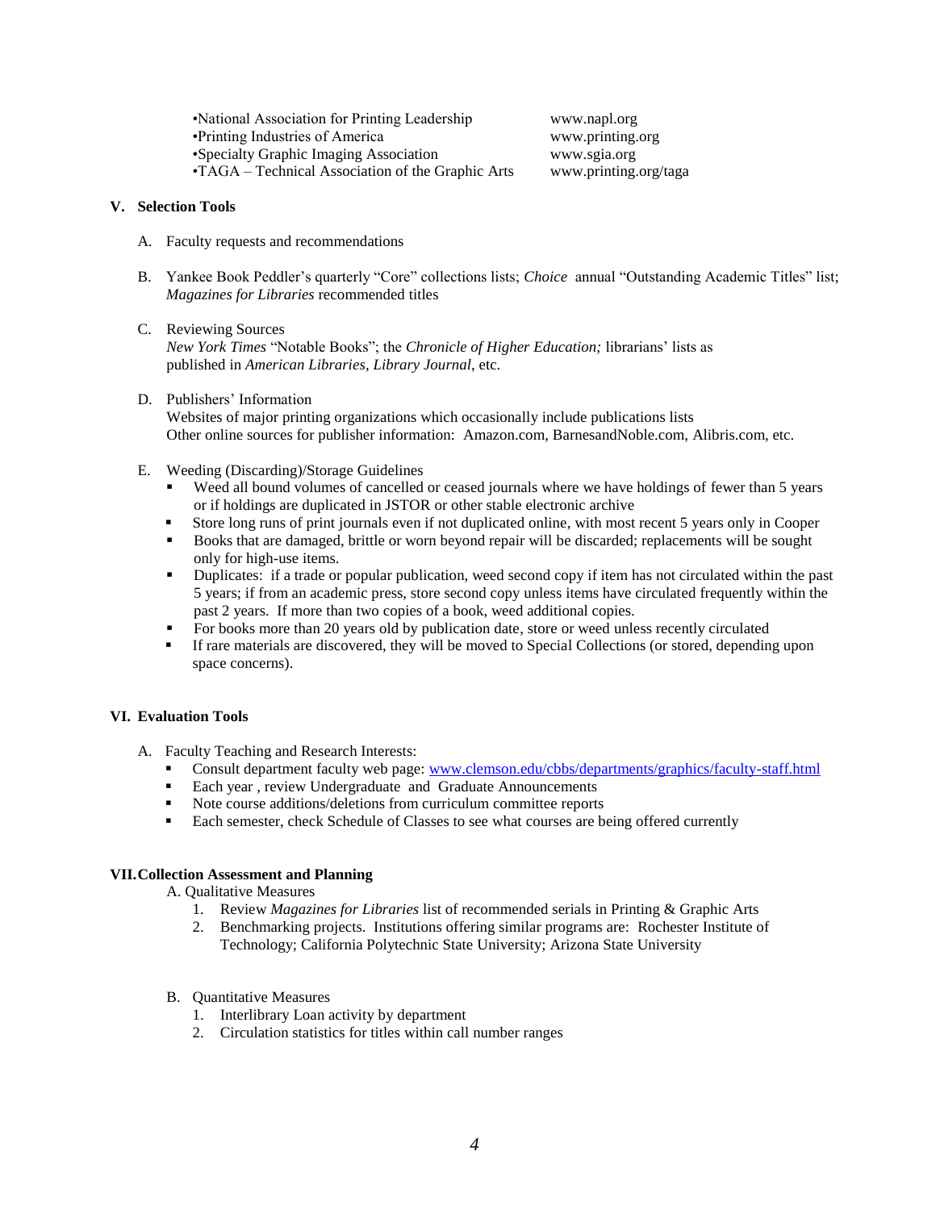- National Association for Printing Leadership www.napl.org
- Printing Industries of America www.printing.org
- Specialty Graphic Imaging Association www.sgia.org
- TAGA – Technical Association of the Graphic Arts www.printing.org/taga

## V. Selection Tools

A. Faculty requests and recommendations

B. Yankee Book Peddler's quarterly "Core" collections lists; *Choice* annual "Outstanding Academic Titles" list; *Magazines for Libraries* recommended titles

C. Reviewing Sources
*New York Times* "Notable Books"; the *Chronicle of Higher Education;* librarians' lists as published in *American Libraries*, *Library Journal*, etc.

D. Publishers' Information
Websites of major printing organizations which occasionally include publications lists
Other online sources for publisher information: Amazon.com, BarnesandNoble.com, Alibris.com, etc.

E. Weeding (Discarding)/Storage Guidelines
- Weed all bound volumes of cancelled or ceased journals where we have holdings of fewer than 5 years or if holdings are duplicated in JSTOR or other stable electronic archive
- Store long runs of print journals even if not duplicated online, with most recent 5 years only in Cooper
- Books that are damaged, brittle or worn beyond repair will be discarded; replacements will be sought only for high-use items.
- Duplicates: if a trade or popular publication, weed second copy if item has not circulated within the past 5 years; if from an academic press, store second copy unless items have circulated frequently within the past 2 years. If more than two copies of a book, weed additional copies.
- For books more than 20 years old by publication date, store or weed unless recently circulated
- If rare materials are discovered, they will be moved to Special Collections (or stored, depending upon space concerns).

## VI. Evaluation Tools

A. Faculty Teaching and Research Interests:
- Consult department faculty web page: www.clemson.edu/cbbs/departments/graphics/faculty-staff.html
- Each year , review Undergraduate and Graduate Announcements
- Note course additions/deletions from curriculum committee reports
- Each semester, check Schedule of Classes to see what courses are being offered currently

## VII. Collection Assessment and Planning

A. Qualitative Measures
1. Review *Magazines for Libraries* list of recommended serials in Printing & Graphic Arts
2. Benchmarking projects. Institutions offering similar programs are: Rochester Institute of Technology; California Polytechnic State University; Arizona State University

B. Quantitative Measures
1. Interlibrary Loan activity by department
2. Circulation statistics for titles within call number ranges